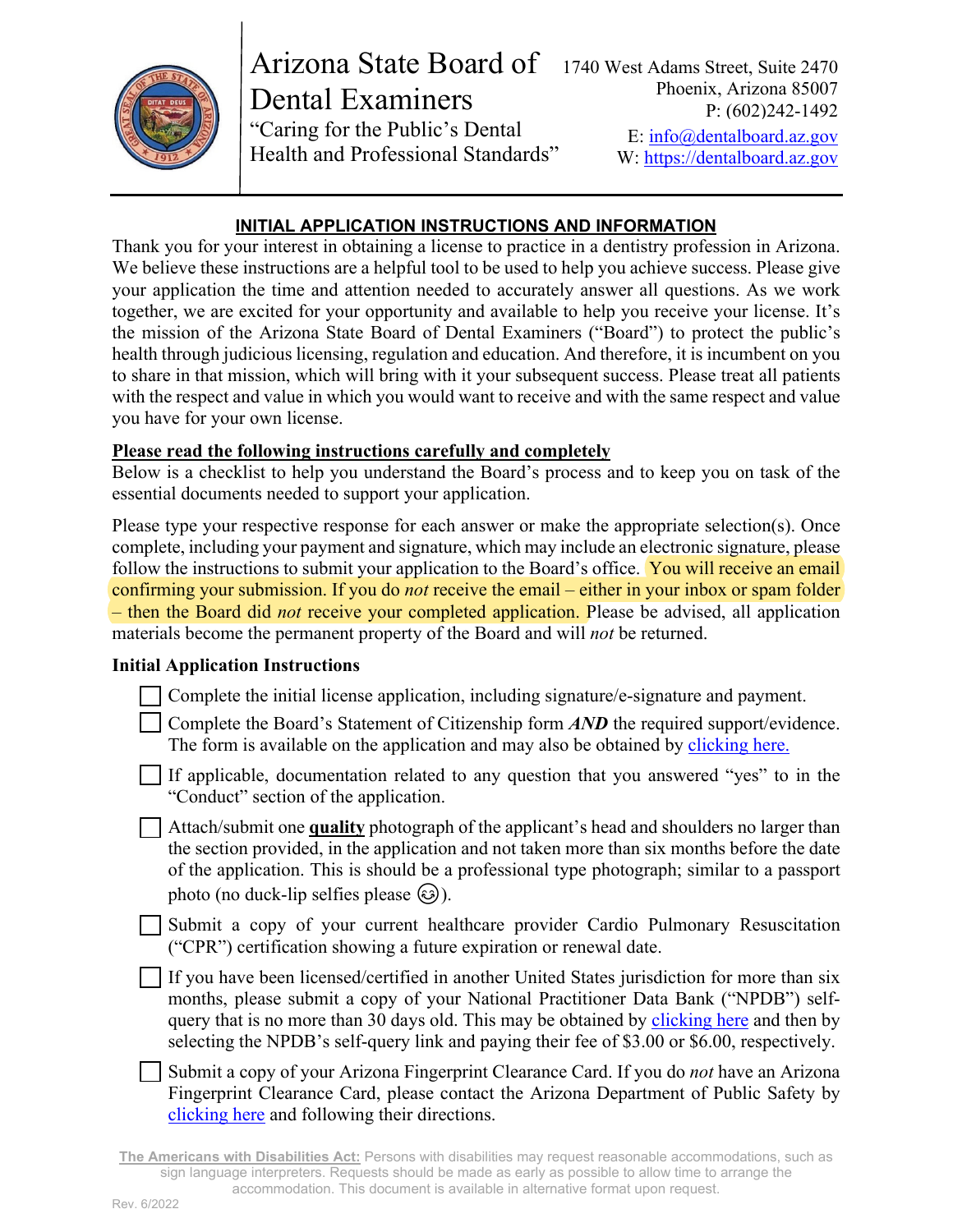Arizona State Board of Dental Examiners

"Caring for the Public's Dental Health and Professional Standards"

1740 West Adams Street, Suite 2470
Phoenix, Arizona 85007
P: (602)242-1492
E: info@dentalboard.az.gov
W: https://dentalboard.az.gov

## INITIAL APPLICATION INSTRUCTIONS AND INFORMATION

Thank you for your interest in obtaining a license to practice in a dentistry profession in Arizona. We believe these instructions are a helpful tool to be used to help you achieve success. Please give your application the time and attention needed to accurately answer all questions. As we work together, we are excited for your opportunity and available to help you receive your license. It's the mission of the Arizona State Board of Dental Examiners ("Board") to protect the public's health through judicious licensing, regulation and education. And therefore, it is incumbent on you to share in that mission, which will bring with it your subsequent success. Please treat all patients with the respect and value in which you would want to receive and with the same respect and value you have for your own license.

**Please read the following instructions carefully and completely**

Below is a checklist to help you understand the Board's process and to keep you on task of the essential documents needed to support your application.

Please type your respective response for each answer or make the appropriate selection(s). Once complete, including your payment and signature, which may include an electronic signature, please follow the instructions to submit your application to the Board's office. You will receive an email confirming your submission. If you do *not* receive the email – either in your inbox or spam folder – then the Board did *not* receive your completed application. Please be advised, all application materials become the permanent property of the Board and will *not* be returned.

**Initial Application Instructions**

- ☐ Complete the initial license application, including signature/e-signature and payment.
- ☐ Complete the Board's Statement of Citizenship form ***AND*** the required support/evidence. The form is available on the application and may also be obtained by clicking here.
- ☐ If applicable, documentation related to any question that you answered "yes" to in the "Conduct" section of the application.
- ☐ Attach/submit one **quality** photograph of the applicant's head and shoulders no larger than the section provided, in the application and not taken more than six months before the date of the application. This is should be a professional type photograph; similar to a passport photo (no duck-lip selfies please 😉).
- ☐ Submit a copy of your current healthcare provider Cardio Pulmonary Resuscitation ("CPR") certification showing a future expiration or renewal date.
- ☐ If you have been licensed/certified in another United States jurisdiction for more than six months, please submit a copy of your National Practitioner Data Bank ("NPDB") self-query that is no more than 30 days old. This may be obtained by clicking here and then by selecting the NPDB's self-query link and paying their fee of $3.00 or $6.00, respectively.
- ☐ Submit a copy of your Arizona Fingerprint Clearance Card. If you do *not* have an Arizona Fingerprint Clearance Card, please contact the Arizona Department of Public Safety by clicking here and following their directions.

**The Americans with Disabilities Act:** Persons with disabilities may request reasonable accommodations, such as sign language interpreters. Requests should be made as early as possible to allow time to arrange the accommodation. This document is available in alternative format upon request.

Rev. 6/2022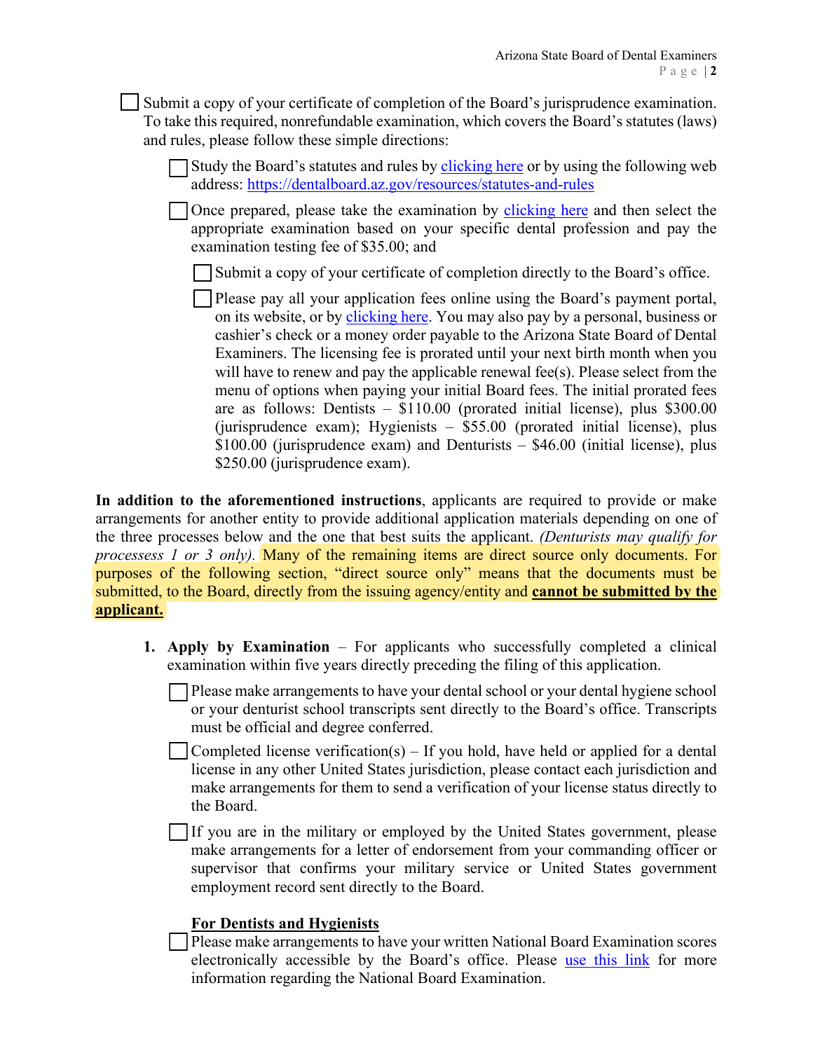- [ ] Submit a copy of your certificate of completion of the Board's jurisprudence examination. To take this required, nonrefundable examination, which covers the Board's statutes (laws) and rules, please follow these simple directions:
  - [ ] Study the Board's statutes and rules by clicking here or by using the following web address: https://dentalboard.az.gov/resources/statutes-and-rules
  - [ ] Once prepared, please take the examination by clicking here and then select the appropriate examination based on your specific dental profession and pay the examination testing fee of $35.00; and
    - [ ] Submit a copy of your certificate of completion directly to the Board's office.
    - [ ] Please pay all your application fees online using the Board's payment portal, on its website, or by clicking here. You may also pay by a personal, business or cashier's check or a money order payable to the Arizona State Board of Dental Examiners. The licensing fee is prorated until your next birth month when you will have to renew and pay the applicable renewal fee(s). Please select from the menu of options when paying your initial Board fees. The initial prorated fees are as follows: Dentists – $110.00 (prorated initial license), plus $300.00 (jurisprudence exam); Hygienists – $55.00 (prorated initial license), plus $100.00 (jurisprudence exam) and Denturists – $46.00 (initial license), plus $250.00 (jurisprudence exam).

**In addition to the aforementioned instructions**, applicants are required to provide or make arrangements for another entity to provide additional application materials depending on one of the three processes below and the one that best suits the applicant. *(Denturists may qualify for processess 1 or 3 only).* Many of the remaining items are direct source only documents. For purposes of the following section, "direct source only" means that the documents must be submitted, to the Board, directly from the issuing agency/entity and **cannot be submitted by the applicant.**

1. **Apply by Examination** – For applicants who successfully completed a clinical examination within five years directly preceding the filing of this application.
   - [ ] Please make arrangements to have your dental school or your dental hygiene school or your denturist school transcripts sent directly to the Board's office. Transcripts must be official and degree conferred.
   - [ ] Completed license verification(s) – If you hold, have held or applied for a dental license in any other United States jurisdiction, please contact each jurisdiction and make arrangements for them to send a verification of your license status directly to the Board.
   - [ ] If you are in the military or employed by the United States government, please make arrangements for a letter of endorsement from your commanding officer or supervisor that confirms your military service or United States government employment record sent directly to the Board.

   **For Dentists and Hygienists**

   - [ ] Please make arrangements to have your written National Board Examination scores electronically accessible by the Board's office. Please use this link for more information regarding the National Board Examination.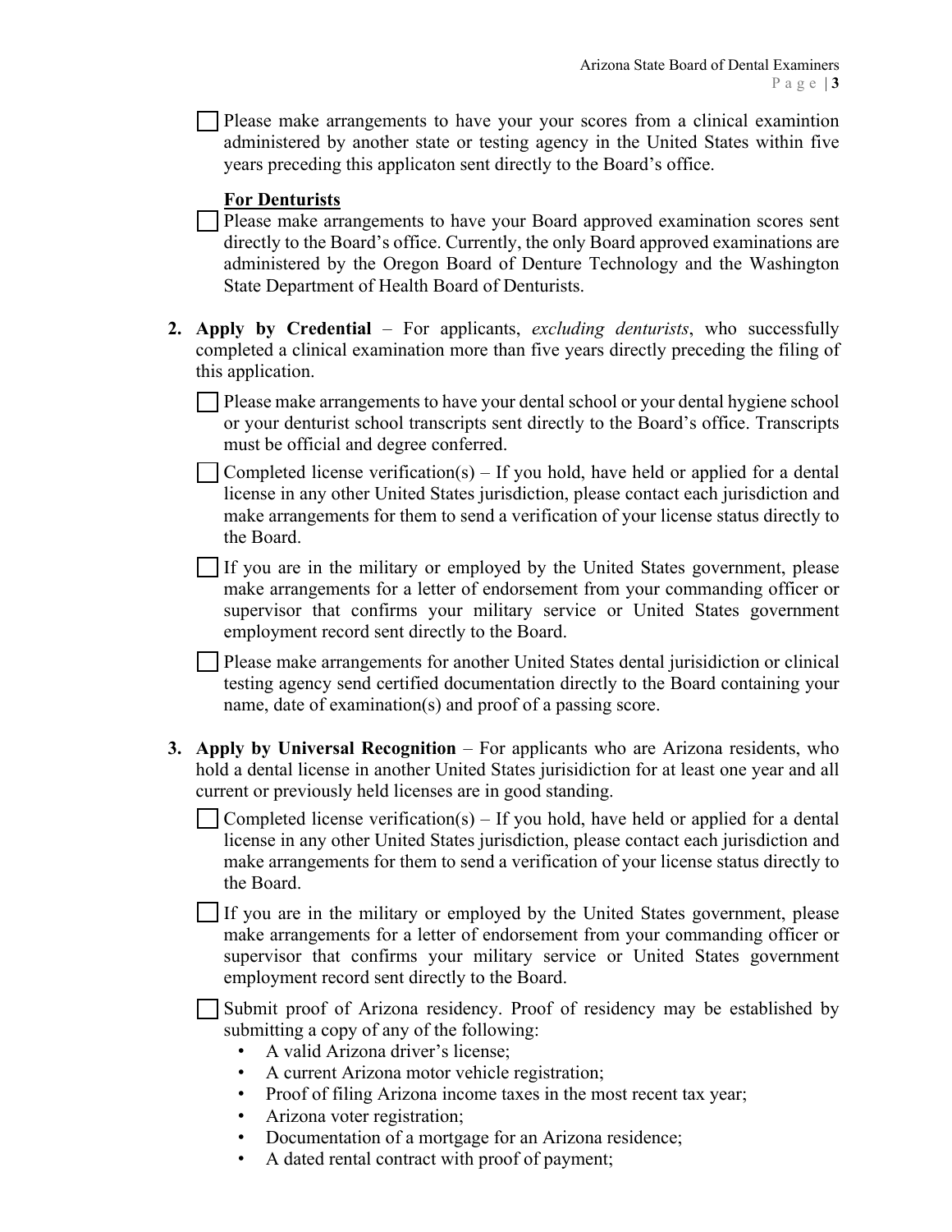- [ ] Please make arrangements to have your your scores from a clinical examintion administered by another state or testing agency in the United States within five years preceding this applicaton sent directly to the Board's office.

**For Denturists**

- [ ] Please make arrangements to have your Board approved examination scores sent directly to the Board's office. Currently, the only Board approved examinations are administered by the Oregon Board of Denture Technology and the Washington State Department of Health Board of Denturists.

2. **Apply by Credential** – For applicants, *excluding denturists*, who successfully completed a clinical examination more than five years directly preceding the filing of this application.

   - [ ] Please make arrangements to have your dental school or your dental hygiene school or your denturist school transcripts sent directly to the Board's office. Transcripts must be official and degree conferred.
   - [ ] Completed license verification(s) – If you hold, have held or applied for a dental license in any other United States jurisdiction, please contact each jurisdiction and make arrangements for them to send a verification of your license status directly to the Board.
   - [ ] If you are in the military or employed by the United States government, please make arrangements for a letter of endorsement from your commanding officer or supervisor that confirms your military service or United States government employment record sent directly to the Board.
   - [ ] Please make arrangements for another United States dental jurisidiction or clinical testing agency send certified documentation directly to the Board containing your name, date of examination(s) and proof of a passing score.

3. **Apply by Universal Recognition** – For applicants who are Arizona residents, who hold a dental license in another United States jurisidiction for at least one year and all current or previously held licenses are in good standing.

   - [ ] Completed license verification(s) – If you hold, have held or applied for a dental license in any other United States jurisdiction, please contact each jurisdiction and make arrangements for them to send a verification of your license status directly to the Board.
   - [ ] If you are in the military or employed by the United States government, please make arrangements for a letter of endorsement from your commanding officer or supervisor that confirms your military service or United States government employment record sent directly to the Board.
   - [ ] Submit proof of Arizona residency. Proof of residency may be established by submitting a copy of any of the following:
     - A valid Arizona driver's license;
     - A current Arizona motor vehicle registration;
     - Proof of filing Arizona income taxes in the most recent tax year;
     - Arizona voter registration;
     - Documentation of a mortgage for an Arizona residence;
     - A dated rental contract with proof of payment;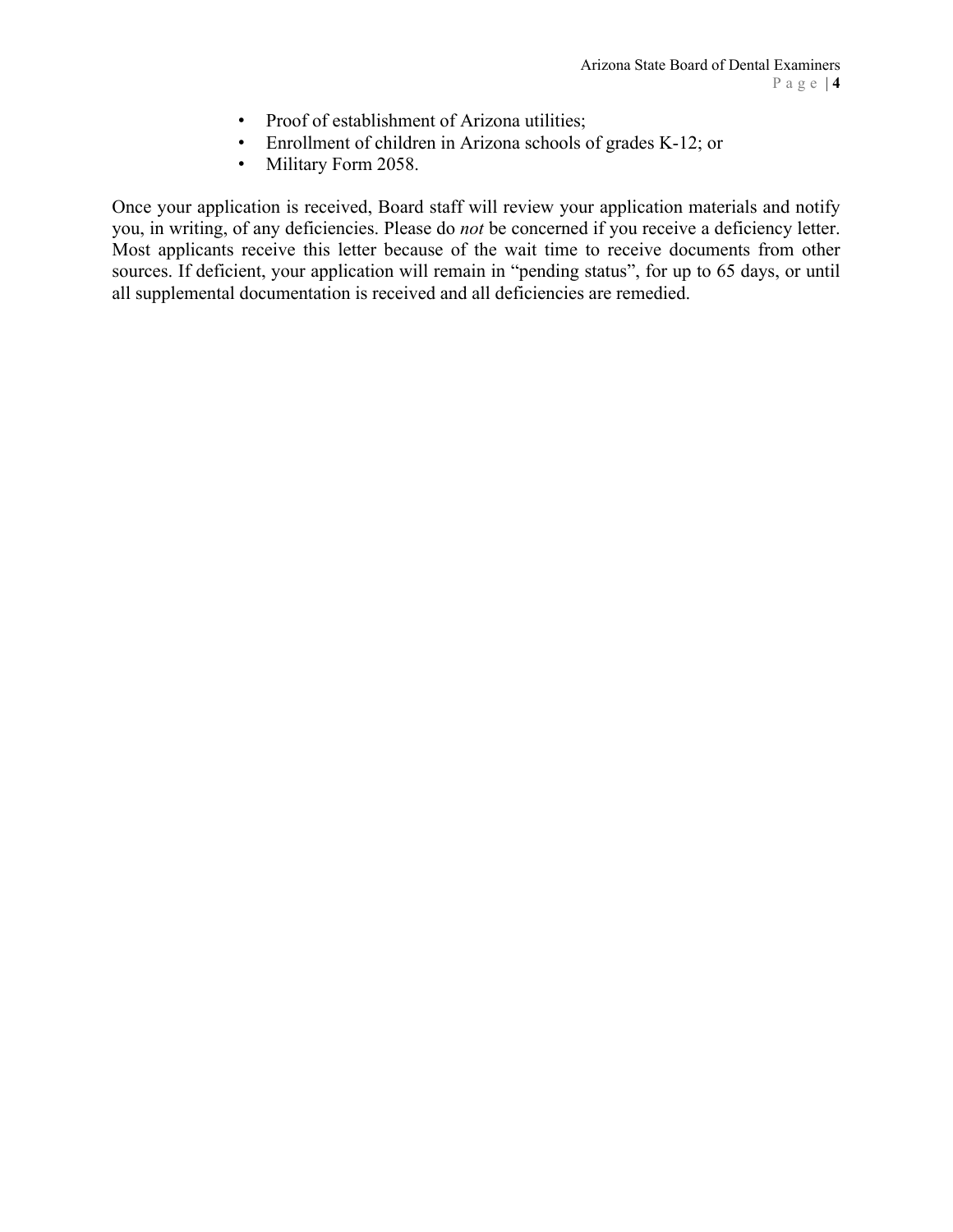- Proof of establishment of Arizona utilities;
- Enrollment of children in Arizona schools of grades K-12; or
- Military Form 2058.

Once your application is received, Board staff will review your application materials and notify you, in writing, of any deficiencies. Please do *not* be concerned if you receive a deficiency letter. Most applicants receive this letter because of the wait time to receive documents from other sources. If deficient, your application will remain in "pending status", for up to 65 days, or until all supplemental documentation is received and all deficiencies are remedied.